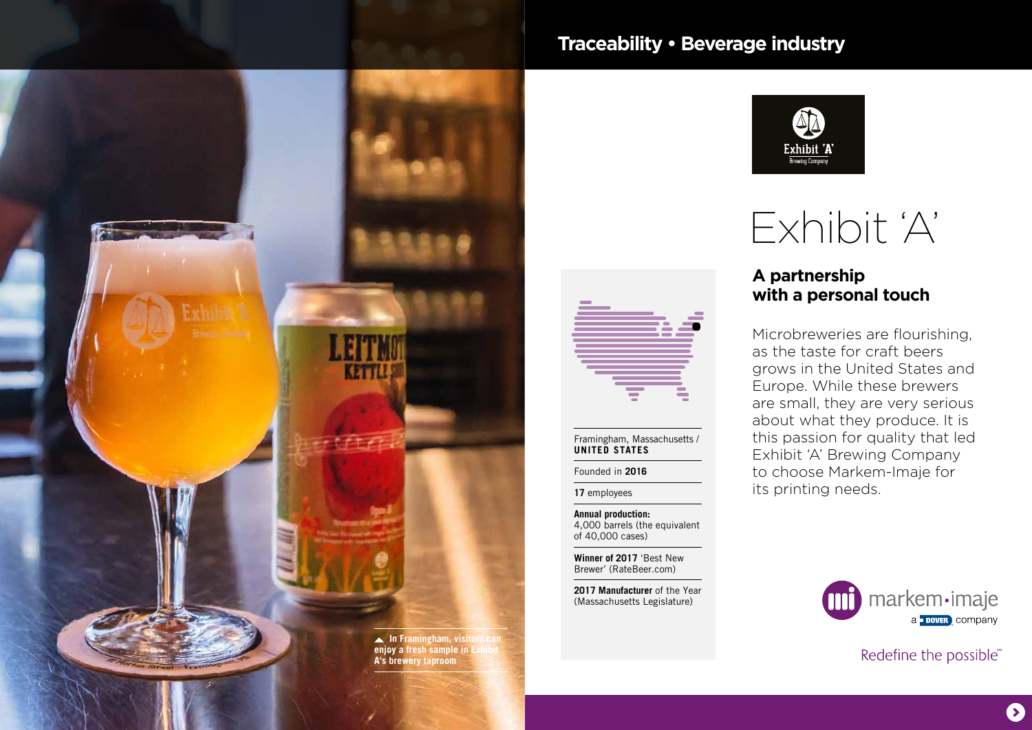## Traceability • Beverage industry

# Exhibit 'A'

## A partnership with a personal touch

Microbreweries are flourishing, as the taste for craft beers grows in the United States and Europe. While these brewers are small, they are very serious about what they produce. It is this passion for quality that led Exhibit 'A' Brewing Company to choose Markem-Imaje for its printing needs.

Framingham, Massachusetts / **UNITED STATES**

Founded in **2016**

**17** employees

**Annual production:**
4,000 barrels (the equivalent of 40,000 cases)

**Winner of 2017** 'Best New Brewer' (RateBeer.com)

**2017 Manufacturer** of the Year (Massachusetts Legislature)

▲ In Framingham, visitors can enjoy a fresh sample in Exhibit A's brewery taproom

markem-imaje
a DOVER company

Redefine the possible℠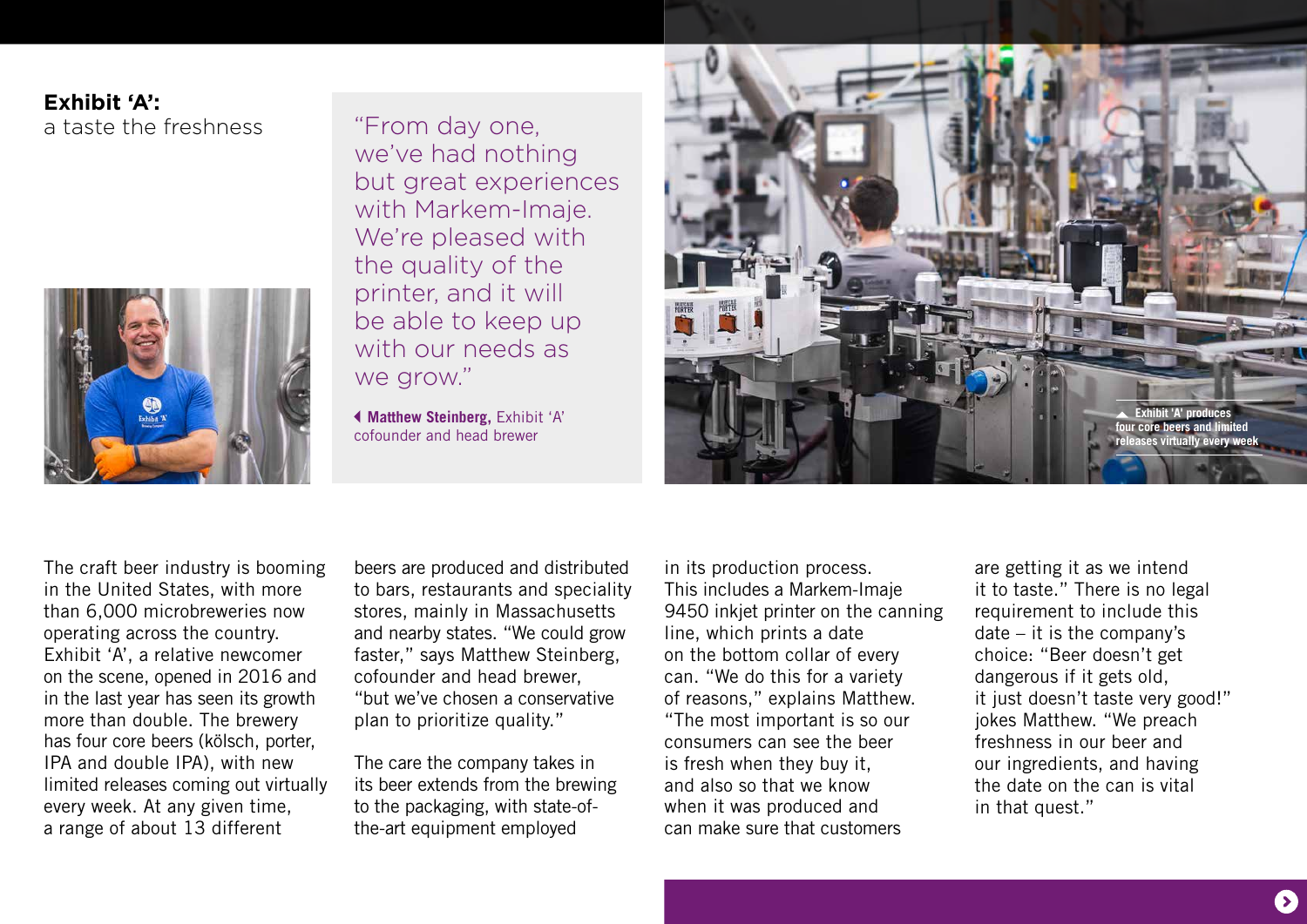**Exhibit 'A':**
a taste the freshness

> "From day one, we've had nothing but great experiences with Markem-Imaje. We're pleased with the quality of the printer, and it will be able to keep up with our needs as we grow."
>
> **Matthew Steinberg,** Exhibit 'A' cofounder and head brewer

Exhibit 'A' produces four core beers and limited releases virtually every week

The craft beer industry is booming in the United States, with more than 6,000 microbreweries now operating across the country. Exhibit 'A', a relative newcomer on the scene, opened in 2016 and in the last year has seen its growth more than double. The brewery has four core beers (kölsch, porter, IPA and double IPA), with new limited releases coming out virtually every week. At any given time, a range of about 13 different beers are produced and distributed to bars, restaurants and speciality stores, mainly in Massachusetts and nearby states. "We could grow faster," says Matthew Steinberg, cofounder and head brewer, "but we've chosen a conservative plan to prioritize quality."

The care the company takes in its beer extends from the brewing to the packaging, with state-of-the-art equipment employed in its production process. This includes a Markem-Imaje 9450 inkjet printer on the canning line, which prints a date on the bottom collar of every can. "We do this for a variety of reasons," explains Matthew. "The most important is so our consumers can see the beer is fresh when they buy it, and also so that we know when it was produced and can make sure that customers are getting it as we intend it to taste." There is no legal requirement to include this date – it is the company's choice: "Beer doesn't get dangerous if it gets old, it just doesn't taste very good!" jokes Matthew. "We preach freshness in our beer and our ingredients, and having the date on the can is vital in that quest."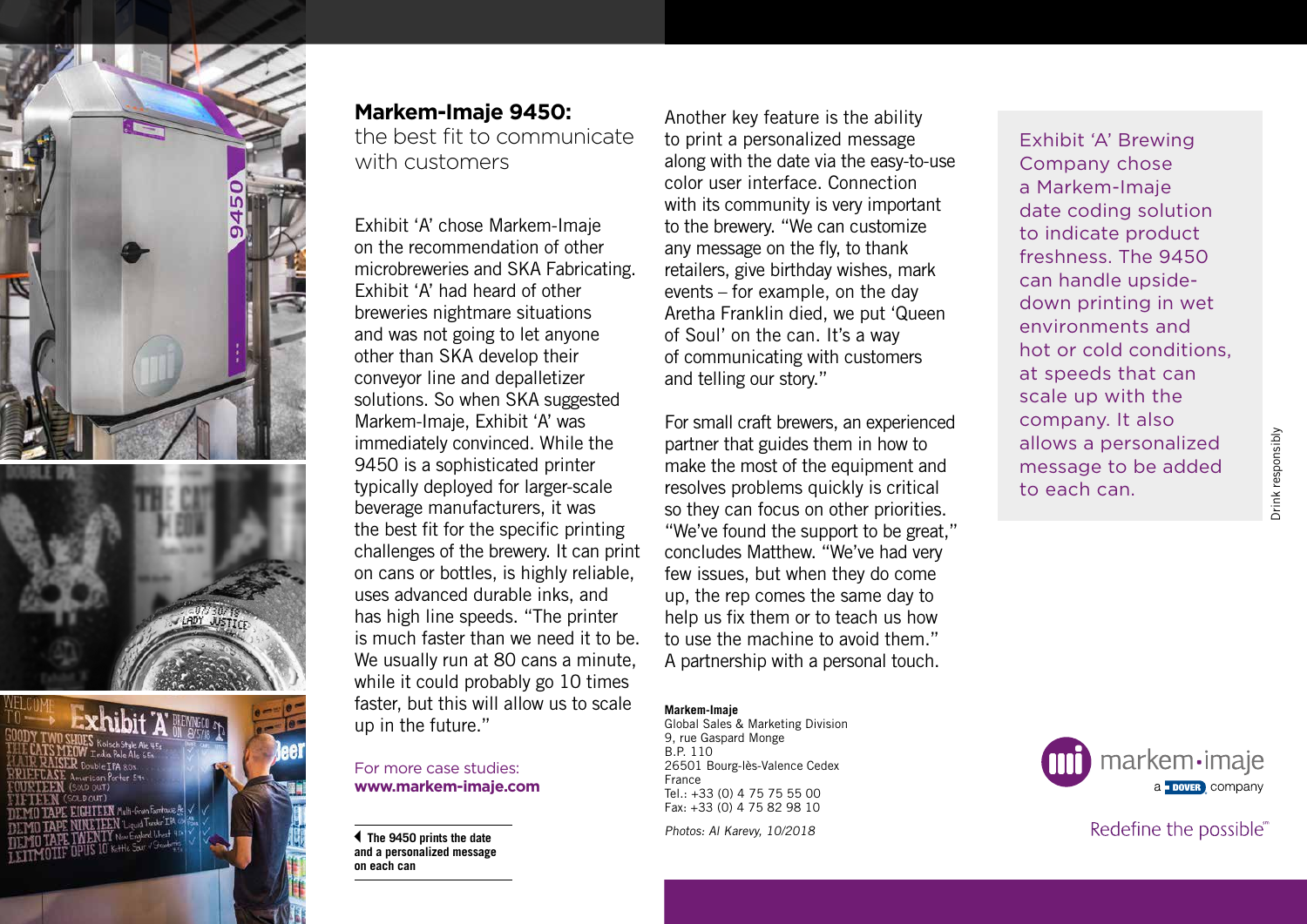## Markem-Imaje 9450:
the best fit to communicate with customers

Exhibit ‘A’ chose Markem-Imaje on the recommendation of other microbreweries and SKA Fabricating. Exhibit ‘A’ had heard of other breweries nightmare situations and was not going to let anyone other than SKA develop their conveyor line and depalletizer solutions. So when SKA suggested Markem-Imaje, Exhibit ‘A’ was immediately convinced. While the 9450 is a sophisticated printer typically deployed for larger-scale beverage manufacturers, it was the best fit for the specific printing challenges of the brewery. It can print on cans or bottles, is highly reliable, uses advanced durable inks, and has high line speeds. “The printer is much faster than we need it to be. We usually run at 80 cans a minute, while it could probably go 10 times faster, but this will allow us to scale up in the future.”

For more case studies:
**www.markem-imaje.com**

**The 9450 prints the date and a personalized message on each can**

Another key feature is the ability to print a personalized message along with the date via the easy-to-use color user interface. Connection with its community is very important to the brewery. “We can customize any message on the fly, to thank retailers, give birthday wishes, mark events – for example, on the day Aretha Franklin died, we put ‘Queen of Soul’ on the can. It’s a way of communicating with customers and telling our story.”

For small craft brewers, an experienced partner that guides them in how to make the most of the equipment and resolves problems quickly is critical so they can focus on other priorities. “We’ve found the support to be great,” concludes Matthew. “We’ve had very few issues, but when they do come up, the rep comes the same day to help us fix them or to teach us how to use the machine to avoid them.” A partnership with a personal touch.

**Markem-Imaje**
Global Sales & Marketing Division
9, rue Gaspard Monge
B.P. 110
26501 Bourg-lès-Valence Cedex
France
Tel.: +33 (0) 4 75 75 55 00
Fax: +33 (0) 4 75 82 98 10

*Photos: Al Karevy, 10/2018*

Exhibit ‘A’ Brewing Company chose a Markem-Imaje date coding solution to indicate product freshness. The 9450 can handle upside-down printing in wet environments and hot or cold conditions, at speeds that can scale up with the company. It also allows a personalized message to be added to each can.

Drink responsibly

markem-imaje
a DOVER company

Redefine the possible℠